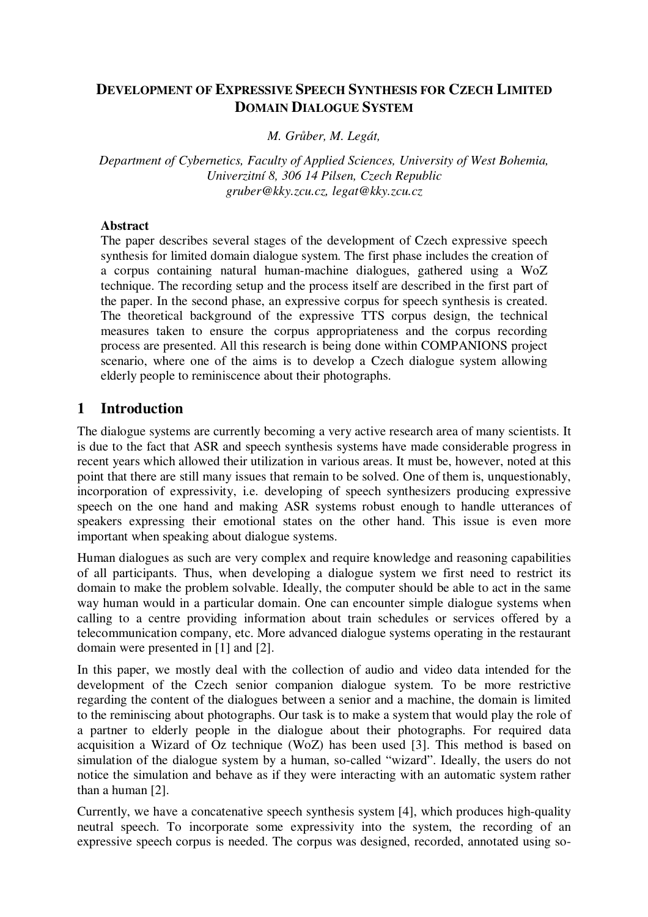# DEVELOPMENT OF EXPRESSIVE SPEECH SYNTHESIS FOR CZECH LIMITED DOMAIN DIALOGUE SYSTEM

*M. Grůber, M. Legát,*

*Department of Cybernetics, Faculty of Applied Sciences, University of West Bohemia, Univerzitní 8, 306 14 Pilsen, Czech Republic*
*gruber@kky.zcu.cz, legat@kky.zcu.cz*

**Abstract**

The paper describes several stages of the development of Czech expressive speech synthesis for limited domain dialogue system. The first phase includes the creation of a corpus containing natural human-machine dialogues, gathered using a WoZ technique. The recording setup and the process itself are described in the first part of the paper. In the second phase, an expressive corpus for speech synthesis is created. The theoretical background of the expressive TTS corpus design, the technical measures taken to ensure the corpus appropriateness and the corpus recording process are presented. All this research is being done within COMPANIONS project scenario, where one of the aims is to develop a Czech dialogue system allowing elderly people to reminiscence about their photographs.

## 1 Introduction

The dialogue systems are currently becoming a very active research area of many scientists. It is due to the fact that ASR and speech synthesis systems have made considerable progress in recent years which allowed their utilization in various areas. It must be, however, noted at this point that there are still many issues that remain to be solved. One of them is, unquestionably, incorporation of expressivity, i.e. developing of speech synthesizers producing expressive speech on the one hand and making ASR systems robust enough to handle utterances of speakers expressing their emotional states on the other hand. This issue is even more important when speaking about dialogue systems.

Human dialogues as such are very complex and require knowledge and reasoning capabilities of all participants. Thus, when developing a dialogue system we first need to restrict its domain to make the problem solvable. Ideally, the computer should be able to act in the same way human would in a particular domain. One can encounter simple dialogue systems when calling to a centre providing information about train schedules or services offered by a telecommunication company, etc. More advanced dialogue systems operating in the restaurant domain were presented in [1] and [2].

In this paper, we mostly deal with the collection of audio and video data intended for the development of the Czech senior companion dialogue system. To be more restrictive regarding the content of the dialogues between a senior and a machine, the domain is limited to the reminiscing about photographs. Our task is to make a system that would play the role of a partner to elderly people in the dialogue about their photographs. For required data acquisition a Wizard of Oz technique (WoZ) has been used [3]. This method is based on simulation of the dialogue system by a human, so-called "wizard". Ideally, the users do not notice the simulation and behave as if they were interacting with an automatic system rather than a human [2].

Currently, we have a concatenative speech synthesis system [4], which produces high-quality neutral speech. To incorporate some expressivity into the system, the recording of an expressive speech corpus is needed. The corpus was designed, recorded, annotated using so-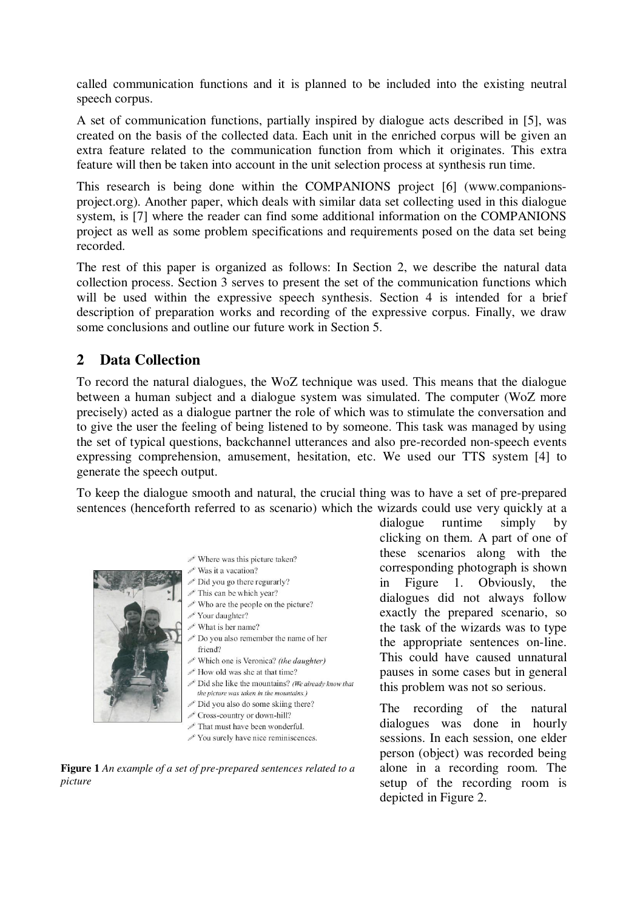called communication functions and it is planned to be included into the existing neutral speech corpus.

A set of communication functions, partially inspired by dialogue acts described in [5], was created on the basis of the collected data. Each unit in the enriched corpus will be given an extra feature related to the communication function from which it originates. This extra feature will then be taken into account in the unit selection process at synthesis run time.

This research is being done within the COMPANIONS project [6] (www.companions-project.org). Another paper, which deals with similar data set collecting used in this dialogue system, is [7] where the reader can find some additional information on the COMPANIONS project as well as some problem specifications and requirements posed on the data set being recorded.

The rest of this paper is organized as follows: In Section 2, we describe the natural data collection process. Section 3 serves to present the set of the communication functions which will be used within the expressive speech synthesis. Section 4 is intended for a brief description of preparation works and recording of the expressive corpus. Finally, we draw some conclusions and outline our future work in Section 5.

## 2 Data Collection

To record the natural dialogues, the WoZ technique was used. This means that the dialogue between a human subject and a dialogue system was simulated. The computer (WoZ more precisely) acted as a dialogue partner the role of which was to stimulate the conversation and to give the user the feeling of being listened to by someone. This task was managed by using the set of typical questions, backchannel utterances and also pre-recorded non-speech events expressing comprehension, amusement, hesitation, etc. We used our TTS system [4] to generate the speech output.

To keep the dialogue smooth and natural, the crucial thing was to have a set of pre-prepared sentences (henceforth referred to as scenario) which the wizards could use very quickly at a dialogue runtime simply by clicking on them. A part of one of these scenarios along with the corresponding photograph is shown in Figure 1. Obviously, the dialogues did not always follow exactly the prepared scenario, so the task of the wizards was to type the appropriate sentences on-line. This could have caused unnatural pauses in some cases but in general this problem was not so serious.

- Where was this picture taken?
- Was it a vacation?
- Did you go there regurarly?
- This can be which year?
- Who are the people on the picture?
- Your daughter?
- What is her name?
- Do you also remember the name of her friend?
- Which one is Veronica? *(the daughter)*
- How old was she at that time?
- Did she like the mountains? *(We already know that the picture was taken in the mountains.)*
- Did you also do some skiing there?
- Cross-country or down-hill?
- That must have been wonderful.
- You surely have nice reminiscences.

**Figure 1** *An example of a set of pre-prepared sentences related to a picture*

The recording of the natural dialogues was done in hourly sessions. In each session, one elder person (object) was recorded being alone in a recording room. The setup of the recording room is depicted in Figure 2.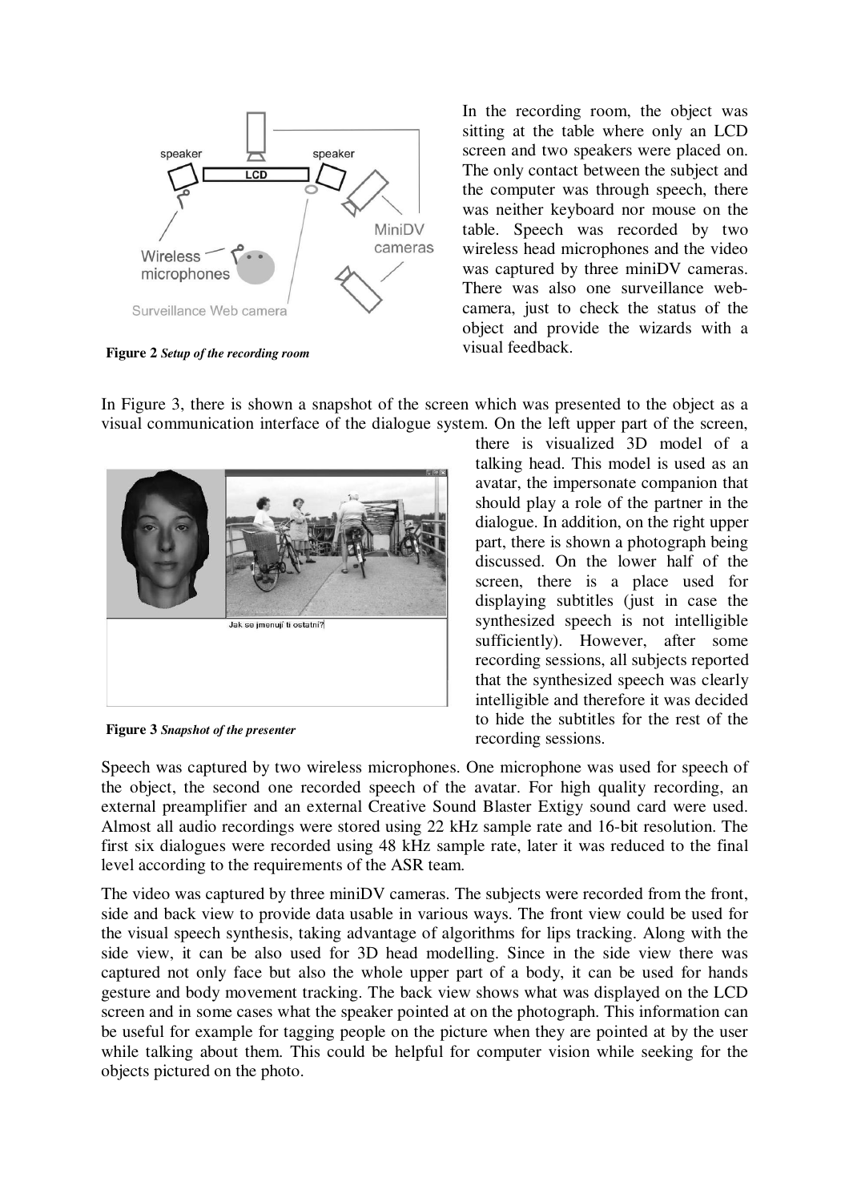**Figure 2** *Setup of the recording room*

In the recording room, the object was sitting at the table where only an LCD screen and two speakers were placed on. The only contact between the subject and the computer was through speech, there was neither keyboard nor mouse on the table. Speech was recorded by two wireless head microphones and the video was captured by three miniDV cameras. There was also one surveillance web-camera, just to check the status of the object and provide the wizards with a visual feedback.

In Figure 3, there is shown a snapshot of the screen which was presented to the object as a visual communication interface of the dialogue system. On the left upper part of the screen, there is visualized 3D model of a talking head. This model is used as an avatar, the impersonate companion that should play a role of the partner in the dialogue. In addition, on the right upper part, there is shown a photograph being discussed. On the lower half of the screen, there is a place used for displaying subtitles (just in case the synthesized speech is not intelligible sufficiently). However, after some recording sessions, all subjects reported that the synthesized speech was clearly intelligible and therefore it was decided to hide the subtitles for the rest of the recording sessions.

**Figure 3** *Snapshot of the presenter*

Speech was captured by two wireless microphones. One microphone was used for speech of the object, the second one recorded speech of the avatar. For high quality recording, an external preamplifier and an external Creative Sound Blaster Extigy sound card were used. Almost all audio recordings were stored using 22 kHz sample rate and 16-bit resolution. The first six dialogues were recorded using 48 kHz sample rate, later it was reduced to the final level according to the requirements of the ASR team.

The video was captured by three miniDV cameras. The subjects were recorded from the front, side and back view to provide data usable in various ways. The front view could be used for the visual speech synthesis, taking advantage of algorithms for lips tracking. Along with the side view, it can be also used for 3D head modelling. Since in the side view there was captured not only face but also the whole upper part of a body, it can be used for hands gesture and body movement tracking. The back view shows what was displayed on the LCD screen and in some cases what the speaker pointed at on the photograph. This information can be useful for example for tagging people on the picture when they are pointed at by the user while talking about them. This could be helpful for computer vision while seeking for the objects pictured on the photo.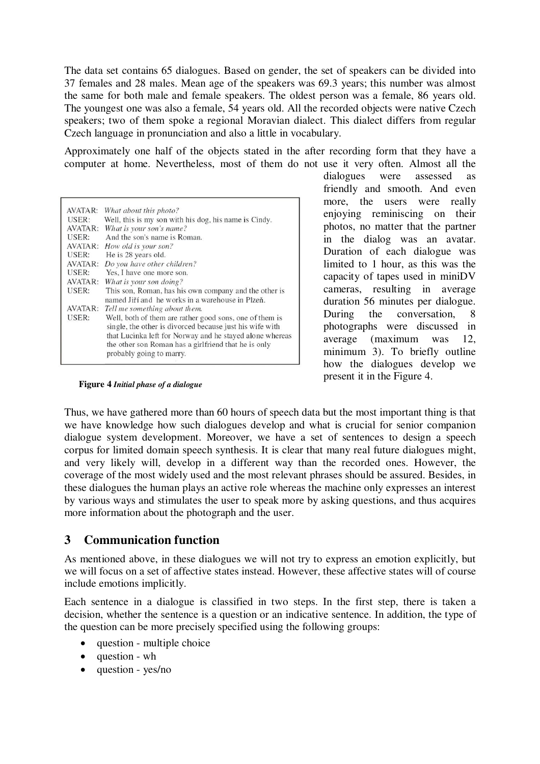The data set contains 65 dialogues. Based on gender, the set of speakers can be divided into 37 females and 28 males. Mean age of the speakers was 69.3 years; this number was almost the same for both male and female speakers. The oldest person was a female, 86 years old. The youngest one was also a female, 54 years old. All the recorded objects were native Czech speakers; two of them spoke a regional Moravian dialect. This dialect differs from regular Czech language in pronunciation and also a little in vocabulary.

Approximately one half of the objects stated in the after recording form that they have a computer at home. Nevertheless, most of them do not use it very often. Almost all the dialogues were assessed as friendly and smooth. And even more, the users were really enjoying reminiscing on their photos, no matter that the partner in the dialog was an avatar. Duration of each dialogue was limited to 1 hour, as this was the capacity of tapes used in miniDV cameras, resulting in average duration 56 minutes per dialogue. During the conversation, 8 photographs were discussed in average (maximum was 12, minimum 3). To briefly outline how the dialogues develop we present it in the Figure 4.

| | |
|---|---|
| AVATAR: | *What about this photo?* |
| USER: | Well, this is my son with his dog, his name is Cindy. |
| AVATAR: | *What is your son's name?* |
| USER: | And the son's name is Roman. |
| AVATAR: | *How old is your son?* |
| USER: | He is 28 years old. |
| AVATAR: | *Do you have other children?* |
| USER: | Yes, I have one more son. |
| AVATAR: | *What is your son doing?* |
| USER: | This son, Roman, has his own company and the other is named Jiří and he works in a warehouse in Plzeň. |
| AVATAR: | *Tell me something about them.* |
| USER: | Well, both of them are rather good sons, one of them is single, the other is divorced because just his wife with that Lucinka left for Norway and he stayed alone whereas the other son Roman has a girlfriend that he is only probably going to marry. |

**Figure 4** ***Initial phase of a dialogue***

Thus, we have gathered more than 60 hours of speech data but the most important thing is that we have knowledge how such dialogues develop and what is crucial for senior companion dialogue system development. Moreover, we have a set of sentences to design a speech corpus for limited domain speech synthesis. It is clear that many real future dialogues might, and very likely will, develop in a different way than the recorded ones. However, the coverage of the most widely used and the most relevant phrases should be assured. Besides, in these dialogues the human plays an active role whereas the machine only expresses an interest by various ways and stimulates the user to speak more by asking questions, and thus acquires more information about the photograph and the user.

## 3 Communication function

As mentioned above, in these dialogues we will not try to express an emotion explicitly, but we will focus on a set of affective states instead. However, these affective states will of course include emotions implicitly.

Each sentence in a dialogue is classified in two steps. In the first step, there is taken a decision, whether the sentence is a question or an indicative sentence. In addition, the type of the question can be more precisely specified using the following groups:

- question - multiple choice
- question - wh
- question - yes/no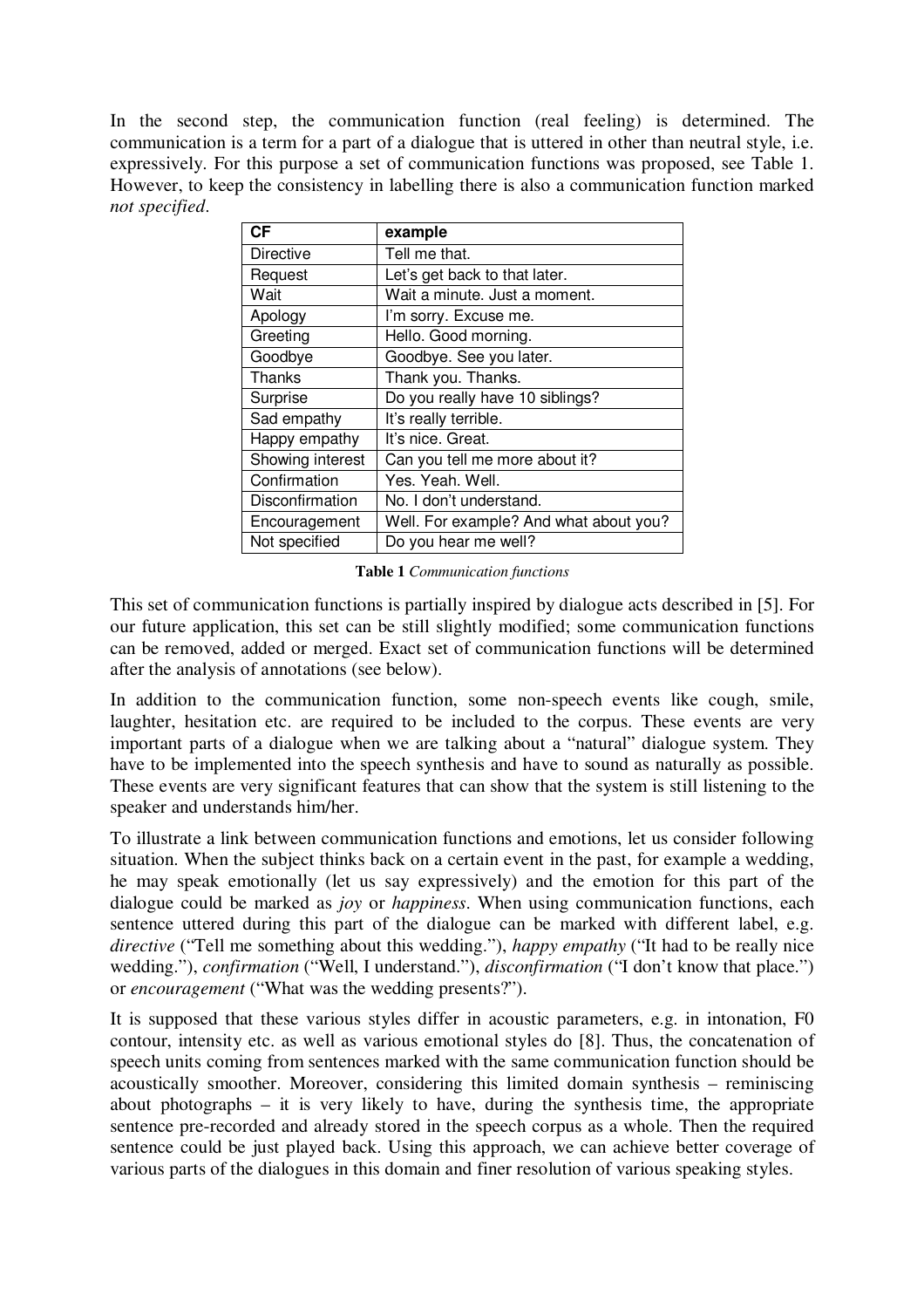In the second step, the communication function (real feeling) is determined. The communication is a term for a part of a dialogue that is uttered in other than neutral style, i.e. expressively. For this purpose a set of communication functions was proposed, see Table 1. However, to keep the consistency in labelling there is also a communication function marked *not specified*.

| CF | example |
|---|---|
| Directive | Tell me that. |
| Request | Let's get back to that later. |
| Wait | Wait a minute. Just a moment. |
| Apology | I'm sorry. Excuse me. |
| Greeting | Hello. Good morning. |
| Goodbye | Goodbye. See you later. |
| Thanks | Thank you. Thanks. |
| Surprise | Do you really have 10 siblings? |
| Sad empathy | It's really terrible. |
| Happy empathy | It's nice. Great. |
| Showing interest | Can you tell me more about it? |
| Confirmation | Yes. Yeah. Well. |
| Disconfirmation | No. I don't understand. |
| Encouragement | Well. For example? And what about you? |
| Not specified | Do you hear me well? |

**Table 1** *Communication functions*

This set of communication functions is partially inspired by dialogue acts described in [5]. For our future application, this set can be still slightly modified; some communication functions can be removed, added or merged. Exact set of communication functions will be determined after the analysis of annotations (see below).

In addition to the communication function, some non-speech events like cough, smile, laughter, hesitation etc. are required to be included to the corpus. These events are very important parts of a dialogue when we are talking about a "natural" dialogue system. They have to be implemented into the speech synthesis and have to sound as naturally as possible. These events are very significant features that can show that the system is still listening to the speaker and understands him/her.

To illustrate a link between communication functions and emotions, let us consider following situation. When the subject thinks back on a certain event in the past, for example a wedding, he may speak emotionally (let us say expressively) and the emotion for this part of the dialogue could be marked as *joy* or *happiness*. When using communication functions, each sentence uttered during this part of the dialogue can be marked with different label, e.g. *directive* ("Tell me something about this wedding."), *happy empathy* ("It had to be really nice wedding."), *confirmation* ("Well, I understand."), *disconfirmation* ("I don't know that place.") or *encouragement* ("What was the wedding presents?").

It is supposed that these various styles differ in acoustic parameters, e.g. in intonation, F0 contour, intensity etc. as well as various emotional styles do [8]. Thus, the concatenation of speech units coming from sentences marked with the same communication function should be acoustically smoother. Moreover, considering this limited domain synthesis – reminiscing about photographs – it is very likely to have, during the synthesis time, the appropriate sentence pre-recorded and already stored in the speech corpus as a whole. Then the required sentence could be just played back. Using this approach, we can achieve better coverage of various parts of the dialogues in this domain and finer resolution of various speaking styles.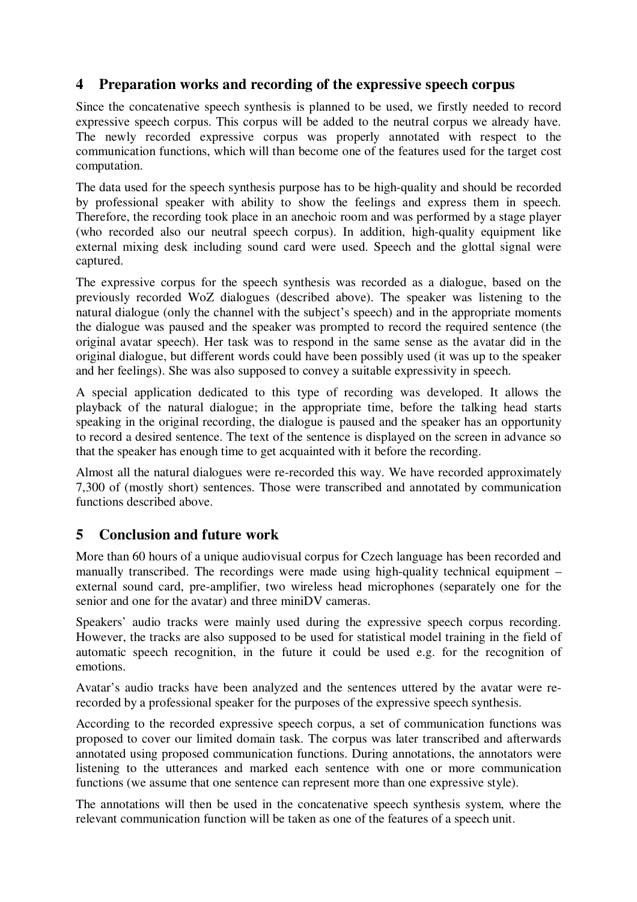## 4 Preparation works and recording of the expressive speech corpus

Since the concatenative speech synthesis is planned to be used, we firstly needed to record expressive speech corpus. This corpus will be added to the neutral corpus we already have. The newly recorded expressive corpus was properly annotated with respect to the communication functions, which will than become one of the features used for the target cost computation.

The data used for the speech synthesis purpose has to be high-quality and should be recorded by professional speaker with ability to show the feelings and express them in speech. Therefore, the recording took place in an anechoic room and was performed by a stage player (who recorded also our neutral speech corpus). In addition, high-quality equipment like external mixing desk including sound card were used. Speech and the glottal signal were captured.

The expressive corpus for the speech synthesis was recorded as a dialogue, based on the previously recorded WoZ dialogues (described above). The speaker was listening to the natural dialogue (only the channel with the subject's speech) and in the appropriate moments the dialogue was paused and the speaker was prompted to record the required sentence (the original avatar speech). Her task was to respond in the same sense as the avatar did in the original dialogue, but different words could have been possibly used (it was up to the speaker and her feelings). She was also supposed to convey a suitable expressivity in speech.

A special application dedicated to this type of recording was developed. It allows the playback of the natural dialogue; in the appropriate time, before the talking head starts speaking in the original recording, the dialogue is paused and the speaker has an opportunity to record a desired sentence. The text of the sentence is displayed on the screen in advance so that the speaker has enough time to get acquainted with it before the recording.

Almost all the natural dialogues were re-recorded this way. We have recorded approximately 7,300 of (mostly short) sentences. Those were transcribed and annotated by communication functions described above.

## 5 Conclusion and future work

More than 60 hours of a unique audiovisual corpus for Czech language has been recorded and manually transcribed. The recordings were made using high-quality technical equipment – external sound card, pre-amplifier, two wireless head microphones (separately one for the senior and one for the avatar) and three miniDV cameras.

Speakers' audio tracks were mainly used during the expressive speech corpus recording. However, the tracks are also supposed to be used for statistical model training in the field of automatic speech recognition, in the future it could be used e.g. for the recognition of emotions.

Avatar's audio tracks have been analyzed and the sentences uttered by the avatar were re-recorded by a professional speaker for the purposes of the expressive speech synthesis.

According to the recorded expressive speech corpus, a set of communication functions was proposed to cover our limited domain task. The corpus was later transcribed and afterwards annotated using proposed communication functions. During annotations, the annotators were listening to the utterances and marked each sentence with one or more communication functions (we assume that one sentence can represent more than one expressive style).

The annotations will then be used in the concatenative speech synthesis system, where the relevant communication function will be taken as one of the features of a speech unit.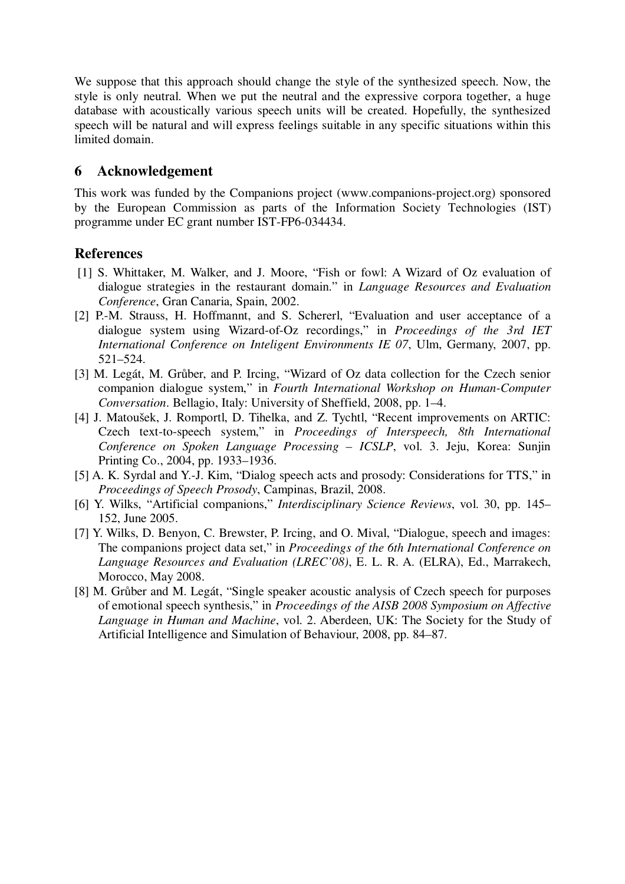We suppose that this approach should change the style of the synthesized speech. Now, the style is only neutral. When we put the neutral and the expressive corpora together, a huge database with acoustically various speech units will be created. Hopefully, the synthesized speech will be natural and will express feelings suitable in any specific situations within this limited domain.

## 6 Acknowledgement

This work was funded by the Companions project (www.companions-project.org) sponsored by the European Commission as parts of the Information Society Technologies (IST) programme under EC grant number IST-FP6-034434.

## References

[1] S. Whittaker, M. Walker, and J. Moore, "Fish or fowl: A Wizard of Oz evaluation of dialogue strategies in the restaurant domain." in *Language Resources and Evaluation Conference*, Gran Canaria, Spain, 2002.

[2] P.-M. Strauss, H. Hoffmannt, and S. Schererl, "Evaluation and user acceptance of a dialogue system using Wizard-of-Oz recordings," in *Proceedings of the 3rd IET International Conference on Inteligent Environments IE 07*, Ulm, Germany, 2007, pp. 521–524.

[3] M. Legát, M. Grůber, and P. Ircing, "Wizard of Oz data collection for the Czech senior companion dialogue system," in *Fourth International Workshop on Human-Computer Conversation*. Bellagio, Italy: University of Sheffield, 2008, pp. 1–4.

[4] J. Matoušek, J. Romportl, D. Tihelka, and Z. Tychtl, "Recent improvements on ARTIC: Czech text-to-speech system," in *Proceedings of Interspeech, 8th International Conference on Spoken Language Processing – ICSLP*, vol. 3. Jeju, Korea: Sunjin Printing Co., 2004, pp. 1933–1936.

[5] A. K. Syrdal and Y.-J. Kim, "Dialog speech acts and prosody: Considerations for TTS," in *Proceedings of Speech Prosody*, Campinas, Brazil, 2008.

[6] Y. Wilks, "Artificial companions," *Interdisciplinary Science Reviews*, vol. 30, pp. 145–152, June 2005.

[7] Y. Wilks, D. Benyon, C. Brewster, P. Ircing, and O. Mival, "Dialogue, speech and images: The companions project data set," in *Proceedings of the 6th International Conference on Language Resources and Evaluation (LREC'08)*, E. L. R. A. (ELRA), Ed., Marrakech, Morocco, May 2008.

[8] M. Grůber and M. Legát, "Single speaker acoustic analysis of Czech speech for purposes of emotional speech synthesis," in *Proceedings of the AISB 2008 Symposium on Affective Language in Human and Machine*, vol. 2. Aberdeen, UK: The Society for the Study of Artificial Intelligence and Simulation of Behaviour, 2008, pp. 84–87.